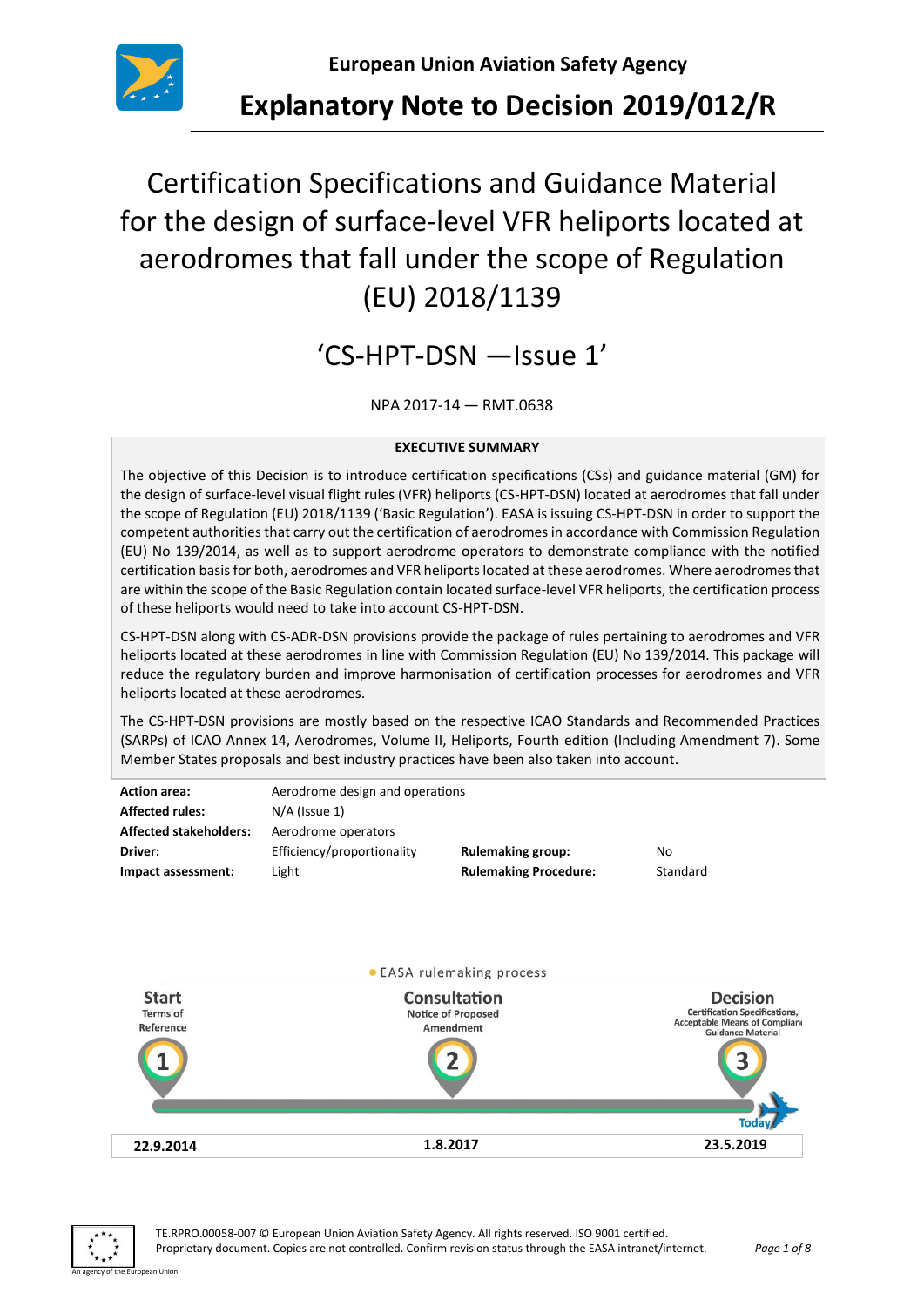European Union Aviation Safety Agency

# Explanatory Note to Decision 2019/012/R

## Certification Specifications and Guidance Material for the design of surface-level VFR heliports located at aerodromes that fall under the scope of Regulation (EU) 2018/1139

## 'CS-HPT-DSN —Issue 1'

NPA 2017-14 — RMT.0638

**EXECUTIVE SUMMARY**

The objective of this Decision is to introduce certification specifications (CSs) and guidance material (GM) for the design of surface-level visual flight rules (VFR) heliports (CS-HPT-DSN) located at aerodromes that fall under the scope of Regulation (EU) 2018/1139 ('Basic Regulation'). EASA is issuing CS-HPT-DSN in order to support the competent authorities that carry out the certification of aerodromes in accordance with Commission Regulation (EU) No 139/2014, as well as to support aerodrome operators to demonstrate compliance with the notified certification basis for both, aerodromes and VFR heliports located at these aerodromes. Where aerodromes that are within the scope of the Basic Regulation contain located surface-level VFR heliports, the certification process of these heliports would need to take into account CS-HPT-DSN.

CS-HPT-DSN along with CS-ADR-DSN provisions provide the package of rules pertaining to aerodromes and VFR heliports located at these aerodromes in line with Commission Regulation (EU) No 139/2014. This package will reduce the regulatory burden and improve harmonisation of certification processes for aerodromes and VFR heliports located at these aerodromes.

The CS-HPT-DSN provisions are mostly based on the respective ICAO Standards and Recommended Practices (SARPs) of ICAO Annex 14, Aerodromes, Volume II, Heliports, Fourth edition (Including Amendment 7). Some Member States proposals and best industry practices have been also taken into account.

| | | | |
|---|---|---|---|
| **Action area:** | Aerodrome design and operations | | |
| **Affected rules:** | N/A (Issue 1) | | |
| **Affected stakeholders:** | Aerodrome operators | | |
| **Driver:** | Efficiency/proportionality | **Rulemaking group:** | No |
| **Impact assessment:** | Light | **Rulemaking Procedure:** | Standard |

EASA rulemaking process

| Start — Terms of Reference (1) | Consultation — Notice of Proposed Amendment (2) | Decision — Certification Specifications, Acceptable Means of Compliance, Guidance Material (3) |
|---|---|---|
| 22.9.2014 | 1.8.2017 | 23.5.2019 (Today) |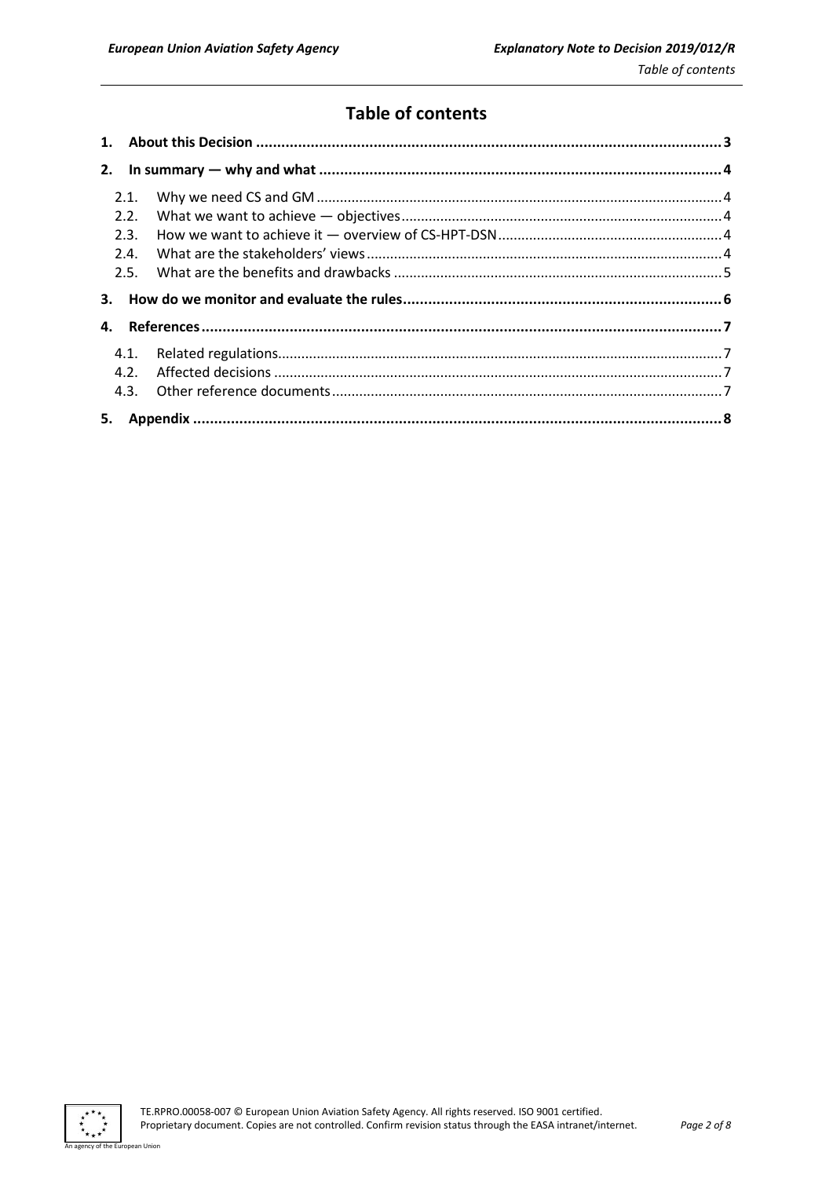# Table of contents

1. **About this Decision** ..................................................................... 3
2. **In summary — why and what** ..................................................................... 4
   - 2.1. Why we need CS and GM ..................................................................... 4
   - 2.2. What we want to achieve — objectives ..................................................................... 4
   - 2.3. How we want to achieve it — overview of CS-HPT-DSN ..................................................................... 4
   - 2.4. What are the stakeholders' views ..................................................................... 4
   - 2.5. What are the benefits and drawbacks ..................................................................... 5
3. **How do we monitor and evaluate the rules** ..................................................................... 6
4. **References** ..................................................................... 7
   - 4.1. Related regulations ..................................................................... 7
   - 4.2. Affected decisions ..................................................................... 7
   - 4.3. Other reference documents ..................................................................... 7
5. **Appendix** ..................................................................... 8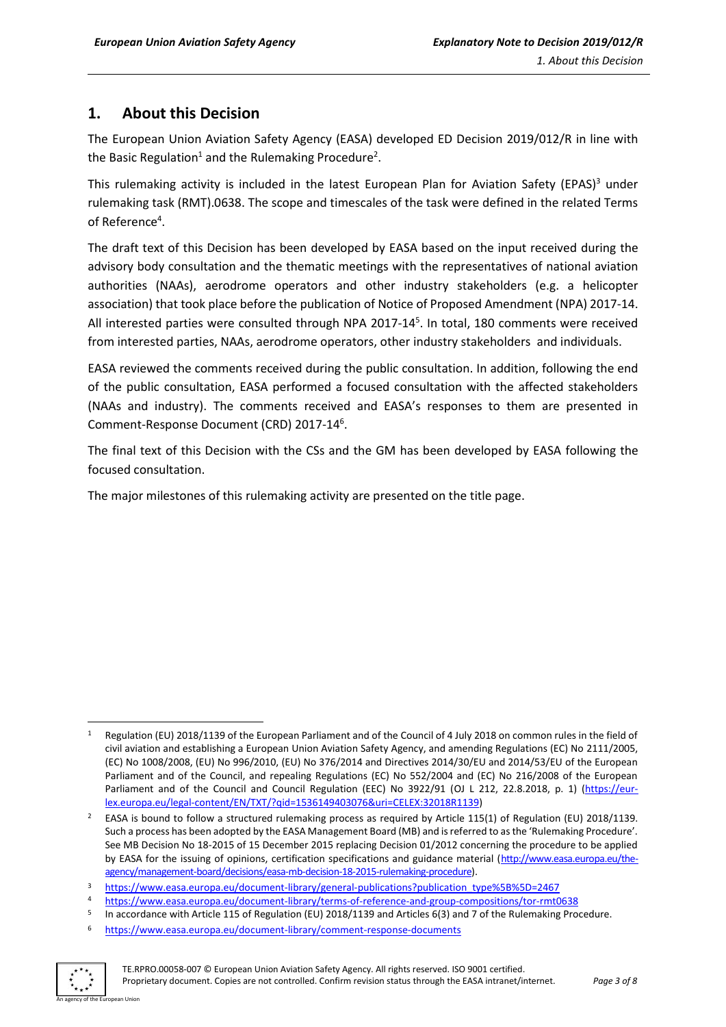# 1. About this Decision

The European Union Aviation Safety Agency (EASA) developed ED Decision 2019/012/R in line with the Basic Regulation[1] and the Rulemaking Procedure[2].

This rulemaking activity is included in the latest European Plan for Aviation Safety (EPAS)[3] under rulemaking task (RMT).0638. The scope and timescales of the task were defined in the related Terms of Reference[4].

The draft text of this Decision has been developed by EASA based on the input received during the advisory body consultation and the thematic meetings with the representatives of national aviation authorities (NAAs), aerodrome operators and other industry stakeholders (e.g. a helicopter association) that took place before the publication of Notice of Proposed Amendment (NPA) 2017-14. All interested parties were consulted through NPA 2017-14[5]. In total, 180 comments were received from interested parties, NAAs, aerodrome operators, other industry stakeholders and individuals.

EASA reviewed the comments received during the public consultation. In addition, following the end of the public consultation, EASA performed a focused consultation with the affected stakeholders (NAAs and industry). The comments received and EASA's responses to them are presented in Comment-Response Document (CRD) 2017-14[6].

The final text of this Decision with the CSs and the GM has been developed by EASA following the focused consultation.

The major milestones of this rulemaking activity are presented on the title page.

---

[1] Regulation (EU) 2018/1139 of the European Parliament and of the Council of 4 July 2018 on common rules in the field of civil aviation and establishing a European Union Aviation Safety Agency, and amending Regulations (EC) No 2111/2005, (EC) No 1008/2008, (EU) No 996/2010, (EU) No 376/2014 and Directives 2014/30/EU and 2014/53/EU of the European Parliament and of the Council, and repealing Regulations (EC) No 552/2004 and (EC) No 216/2008 of the European Parliament and of the Council and Council Regulation (EEC) No 3922/91 (OJ L 212, 22.8.2018, p. 1) (https://eur-lex.europa.eu/legal-content/EN/TXT/?qid=1536149403076&uri=CELEX:32018R1139)

[2] EASA is bound to follow a structured rulemaking process as required by Article 115(1) of Regulation (EU) 2018/1139. Such a process has been adopted by the EASA Management Board (MB) and is referred to as the 'Rulemaking Procedure'. See MB Decision No 18-2015 of 15 December 2015 replacing Decision 01/2012 concerning the procedure to be applied by EASA for the issuing of opinions, certification specifications and guidance material (http://www.easa.europa.eu/the-agency/management-board/decisions/easa-mb-decision-18-2015-rulemaking-procedure).

[3] https://www.easa.europa.eu/document-library/general-publications?publication_type%5B%5D=2467

[4] https://www.easa.europa.eu/document-library/terms-of-reference-and-group-compositions/tor-rmt0638

[5] In accordance with Article 115 of Regulation (EU) 2018/1139 and Articles 6(3) and 7 of the Rulemaking Procedure.

[6] https://www.easa.europa.eu/document-library/comment-response-documents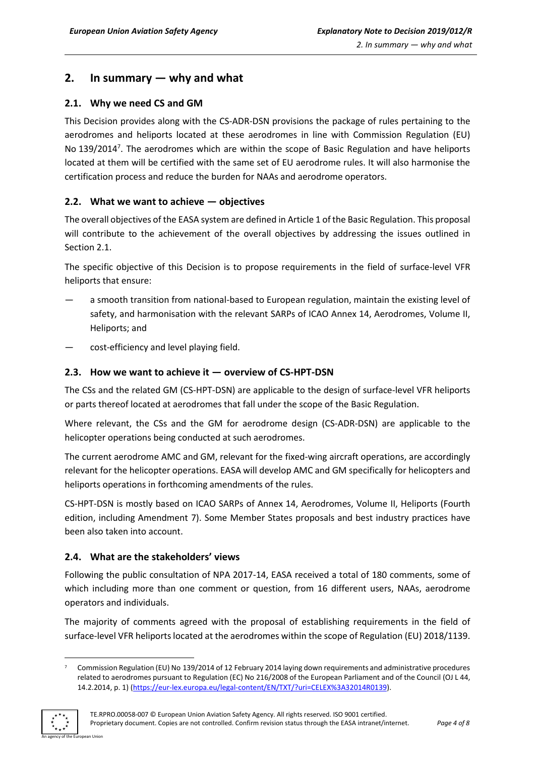## 2. In summary — why and what

### 2.1. Why we need CS and GM

This Decision provides along with the CS-ADR-DSN provisions the package of rules pertaining to the aerodromes and heliports located at these aerodromes in line with Commission Regulation (EU) No 139/2014[7]. The aerodromes which are within the scope of Basic Regulation and have heliports located at them will be certified with the same set of EU aerodrome rules. It will also harmonise the certification process and reduce the burden for NAAs and aerodrome operators.

### 2.2. What we want to achieve — objectives

The overall objectives of the EASA system are defined in Article 1 of the Basic Regulation. This proposal will contribute to the achievement of the overall objectives by addressing the issues outlined in Section 2.1.

The specific objective of this Decision is to propose requirements in the field of surface-level VFR heliports that ensure:

— a smooth transition from national-based to European regulation, maintain the existing level of safety, and harmonisation with the relevant SARPs of ICAO Annex 14, Aerodromes, Volume II, Heliports; and

— cost-efficiency and level playing field.

### 2.3. How we want to achieve it — overview of CS-HPT-DSN

The CSs and the related GM (CS-HPT-DSN) are applicable to the design of surface-level VFR heliports or parts thereof located at aerodromes that fall under the scope of the Basic Regulation.

Where relevant, the CSs and the GM for aerodrome design (CS-ADR-DSN) are applicable to the helicopter operations being conducted at such aerodromes.

The current aerodrome AMC and GM, relevant for the fixed-wing aircraft operations, are accordingly relevant for the helicopter operations. EASA will develop AMC and GM specifically for helicopters and heliports operations in forthcoming amendments of the rules.

CS-HPT-DSN is mostly based on ICAO SARPs of Annex 14, Aerodromes, Volume II, Heliports (Fourth edition, including Amendment 7). Some Member States proposals and best industry practices have been also taken into account.

### 2.4. What are the stakeholders' views

Following the public consultation of NPA 2017-14, EASA received a total of 180 comments, some of which including more than one comment or question, from 16 different users, NAAs, aerodrome operators and individuals.

The majority of comments agreed with the proposal of establishing requirements in the field of surface-level VFR heliports located at the aerodromes within the scope of Regulation (EU) 2018/1139.

[7] Commission Regulation (EU) No 139/2014 of 12 February 2014 laying down requirements and administrative procedures related to aerodromes pursuant to Regulation (EC) No 216/2008 of the European Parliament and of the Council (OJ L 44, 14.2.2014, p. 1) (https://eur-lex.europa.eu/legal-content/EN/TXT/?uri=CELEX%3A32014R0139).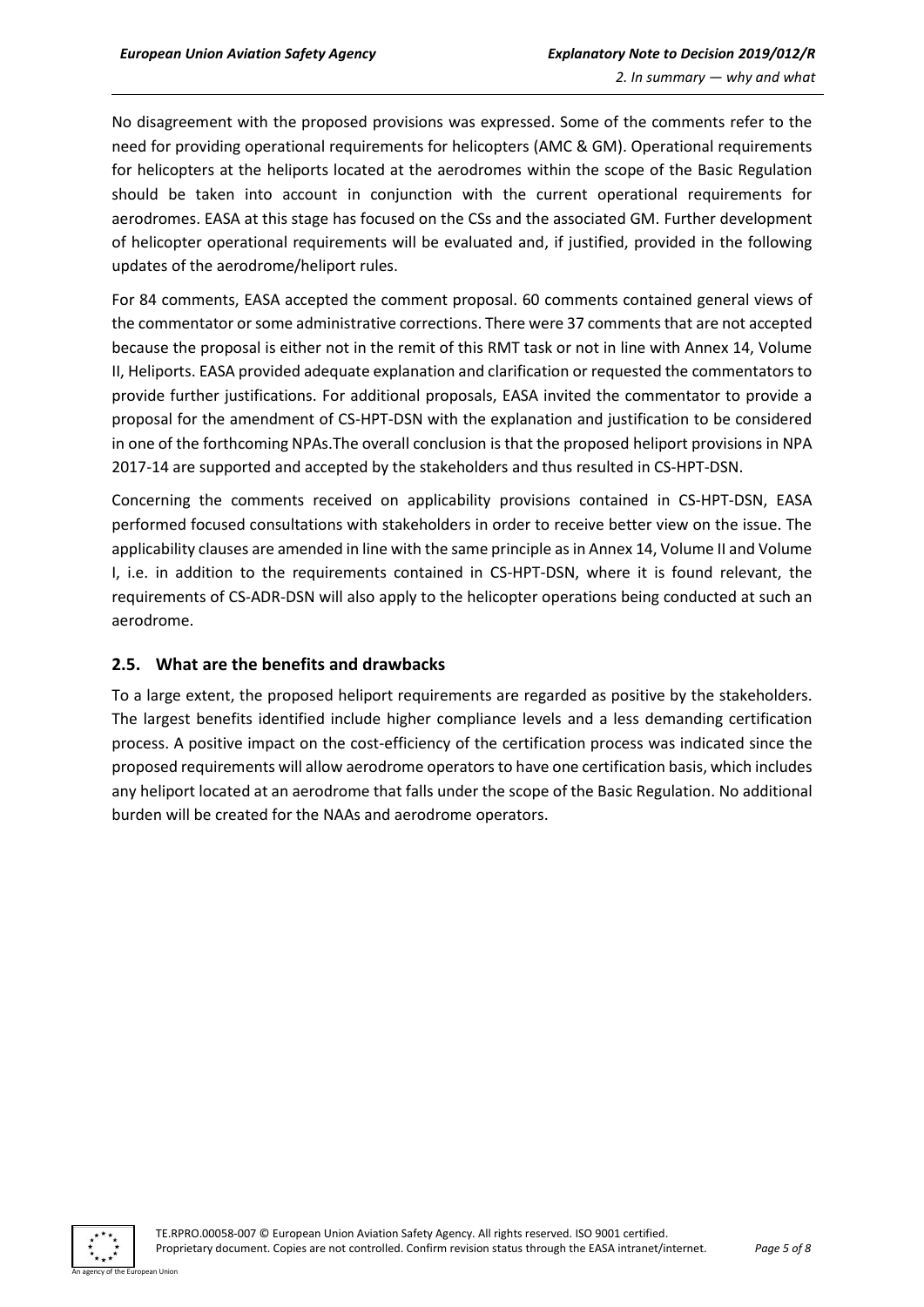No disagreement with the proposed provisions was expressed. Some of the comments refer to the need for providing operational requirements for helicopters (AMC & GM). Operational requirements for helicopters at the heliports located at the aerodromes within the scope of the Basic Regulation should be taken into account in conjunction with the current operational requirements for aerodromes. EASA at this stage has focused on the CSs and the associated GM. Further development of helicopter operational requirements will be evaluated and, if justified, provided in the following updates of the aerodrome/heliport rules.

For 84 comments, EASA accepted the comment proposal. 60 comments contained general views of the commentator or some administrative corrections. There were 37 comments that are not accepted because the proposal is either not in the remit of this RMT task or not in line with Annex 14, Volume II, Heliports. EASA provided adequate explanation and clarification or requested the commentators to provide further justifications. For additional proposals, EASA invited the commentator to provide a proposal for the amendment of CS-HPT-DSN with the explanation and justification to be considered in one of the forthcoming NPAs.The overall conclusion is that the proposed heliport provisions in NPA 2017-14 are supported and accepted by the stakeholders and thus resulted in CS-HPT-DSN.

Concerning the comments received on applicability provisions contained in CS-HPT-DSN, EASA performed focused consultations with stakeholders in order to receive better view on the issue. The applicability clauses are amended in line with the same principle as in Annex 14, Volume II and Volume I, i.e. in addition to the requirements contained in CS-HPT-DSN, where it is found relevant, the requirements of CS-ADR-DSN will also apply to the helicopter operations being conducted at such an aerodrome.

## 2.5. What are the benefits and drawbacks

To a large extent, the proposed heliport requirements are regarded as positive by the stakeholders. The largest benefits identified include higher compliance levels and a less demanding certification process. A positive impact on the cost-efficiency of the certification process was indicated since the proposed requirements will allow aerodrome operators to have one certification basis, which includes any heliport located at an aerodrome that falls under the scope of the Basic Regulation. No additional burden will be created for the NAAs and aerodrome operators.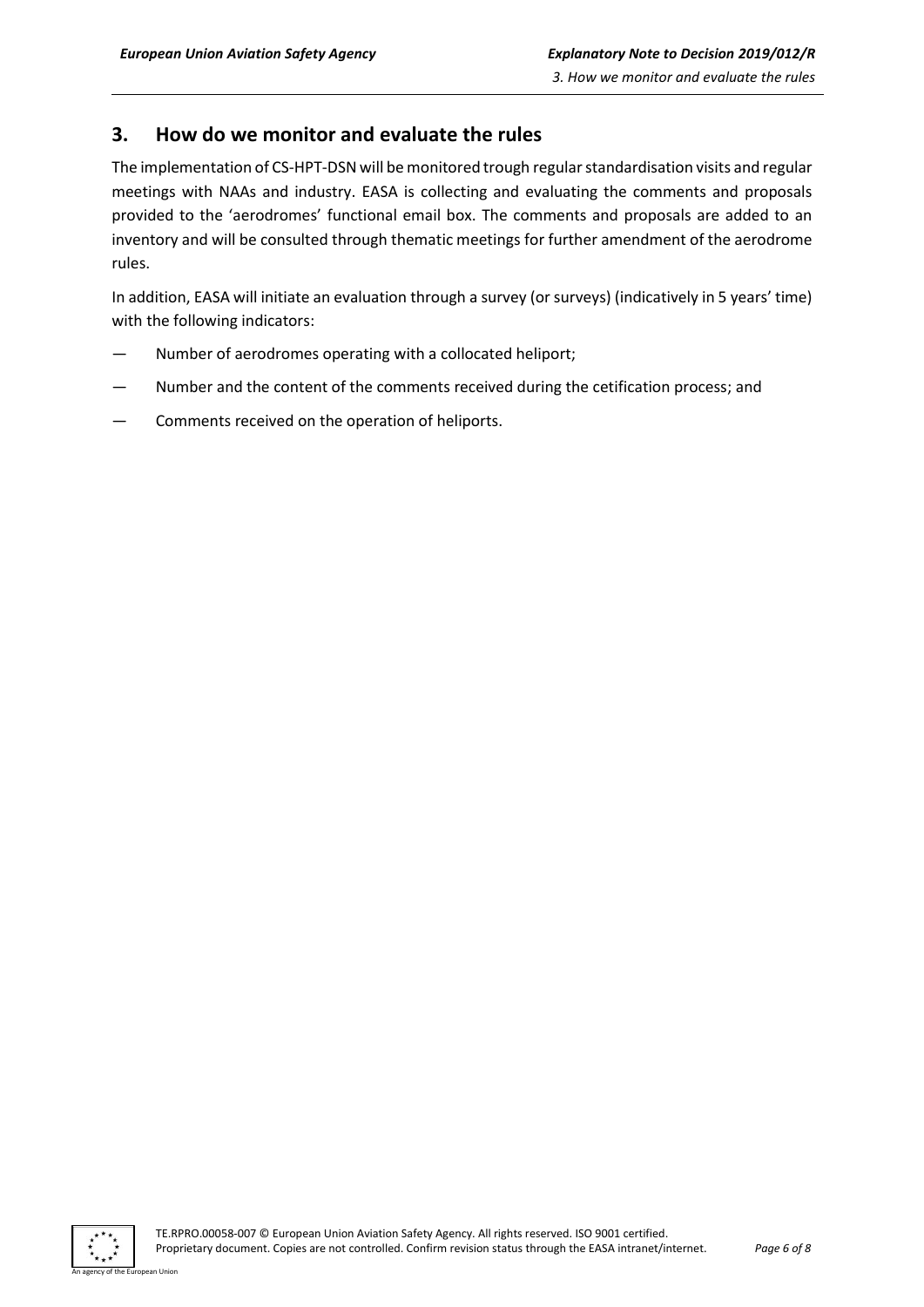## 3. How do we monitor and evaluate the rules

The implementation of CS-HPT-DSN will be monitored trough regular standardisation visits and regular meetings with NAAs and industry. EASA is collecting and evaluating the comments and proposals provided to the 'aerodromes' functional email box. The comments and proposals are added to an inventory and will be consulted through thematic meetings for further amendment of the aerodrome rules.

In addition, EASA will initiate an evaluation through a survey (or surveys) (indicatively in 5 years' time) with the following indicators:

— Number of aerodromes operating with a collocated heliport;

— Number and the content of the comments received during the cetification process; and

— Comments received on the operation of heliports.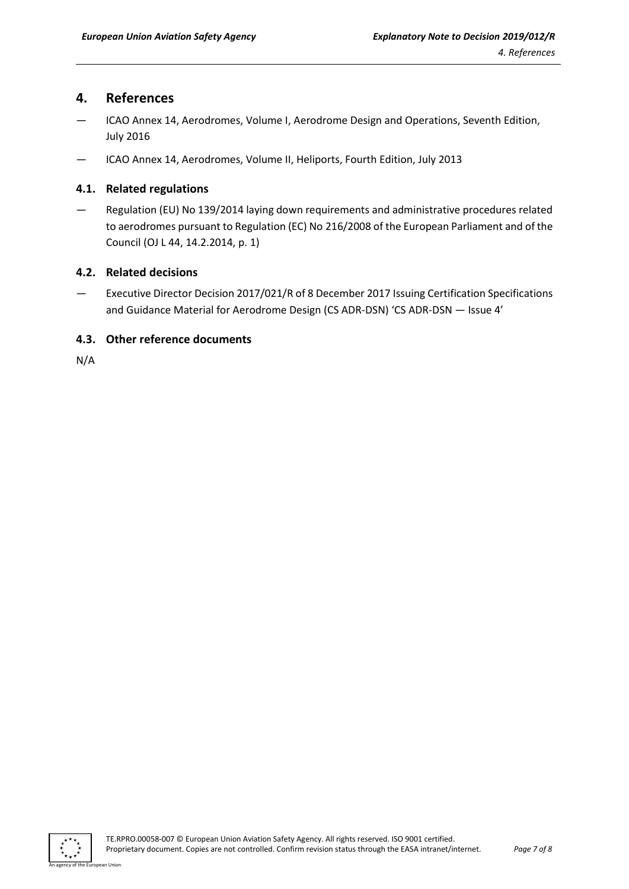## 4. References

— ICAO Annex 14, Aerodromes, Volume I, Aerodrome Design and Operations, Seventh Edition, July 2016

— ICAO Annex 14, Aerodromes, Volume II, Heliports, Fourth Edition, July 2013

### 4.1. Related regulations

— Regulation (EU) No 139/2014 laying down requirements and administrative procedures related to aerodromes pursuant to Regulation (EC) No 216/2008 of the European Parliament and of the Council (OJ L 44, 14.2.2014, p. 1)

### 4.2. Related decisions

— Executive Director Decision 2017/021/R of 8 December 2017 Issuing Certification Specifications and Guidance Material for Aerodrome Design (CS ADR-DSN) 'CS ADR-DSN — Issue 4'

### 4.3. Other reference documents

N/A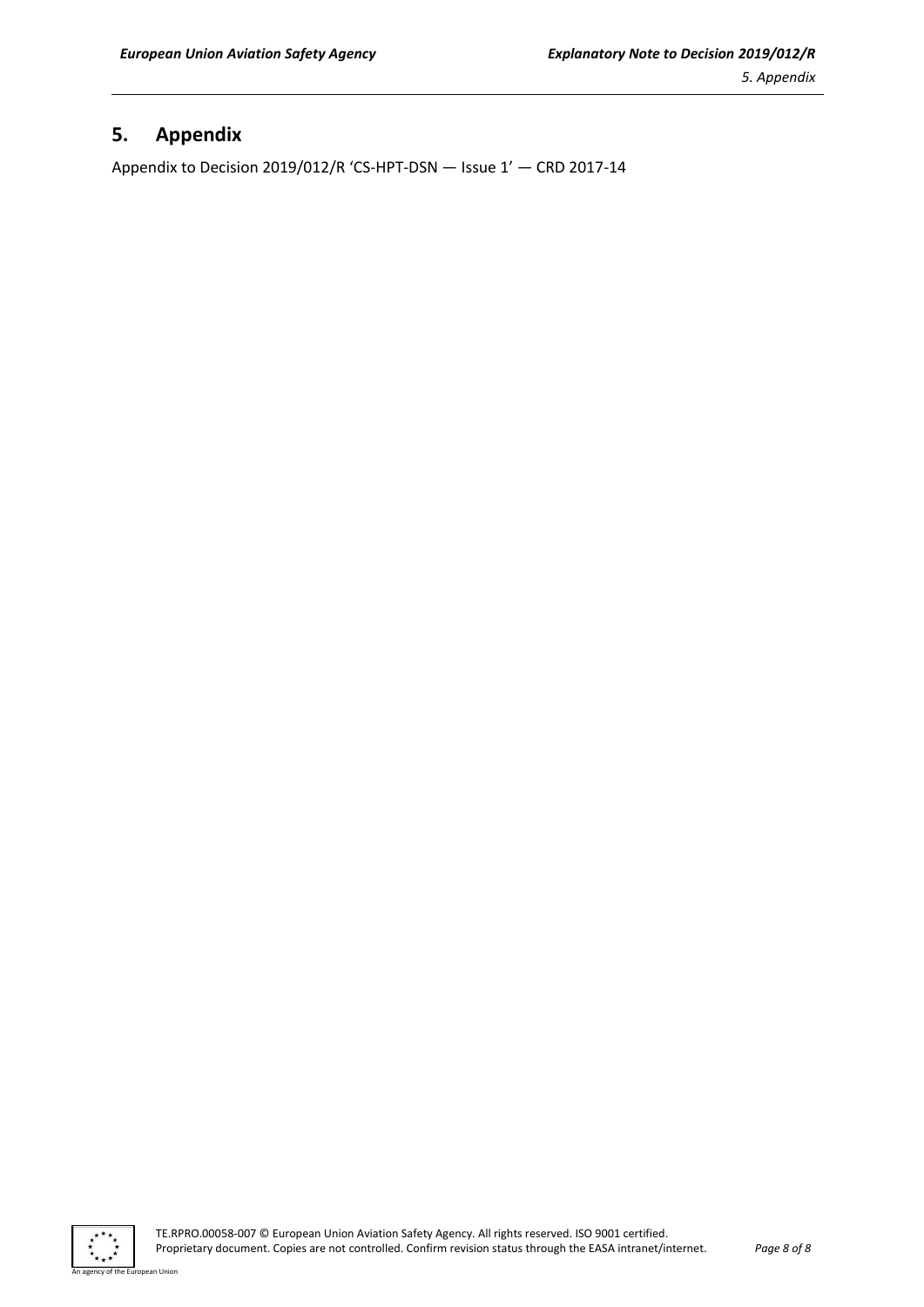# 5. Appendix

Appendix to Decision 2019/012/R 'CS-HPT-DSN — Issue 1' — CRD 2017-14